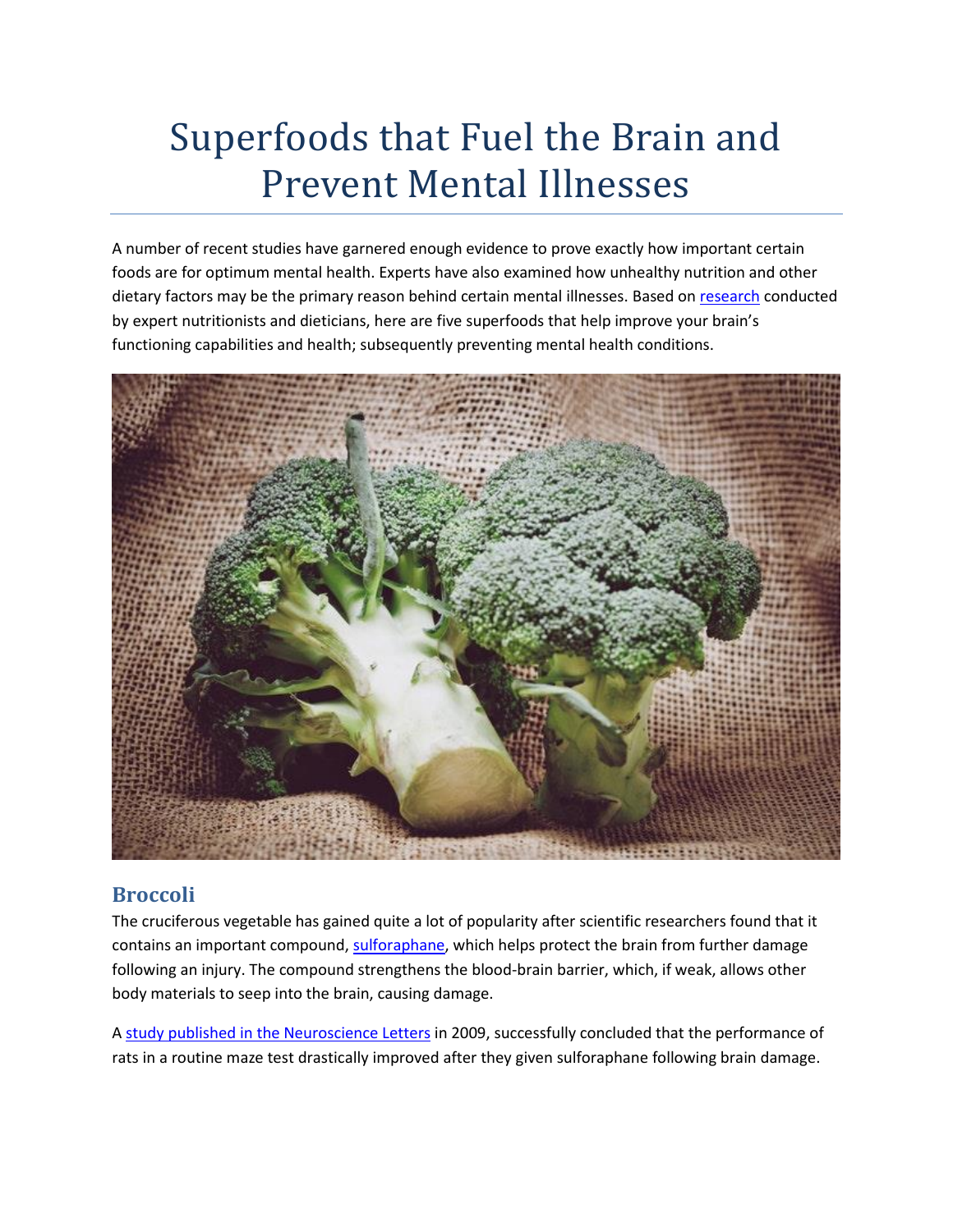# Superfoods that Fuel the Brain and Prevent Mental Illnesses

A number of recent studies have garnered enough evidence to prove exactly how important certain foods are for optimum mental health. Experts have also examined how unhealthy nutrition and other dietary factors may be the primary reason behind certain mental illnesses. Based on research conducted by expert nutritionists and dieticians, here are five superfoods that help improve your brain's functioning capabilities and health; subsequently preventing mental health conditions.

## Broccoli

The cruciferous vegetable has gained quite a lot of popularity after scientific researchers found that it contains an important compound, sulforaphane, which helps protect the brain from further damage following an injury. The compound strengthens the blood-brain barrier, which, if weak, allows other body materials to seep into the brain, causing damage.

A study published in the Neuroscience Letters in 2009, successfully concluded that the performance of rats in a routine maze test drastically improved after they given sulforaphane following brain damage.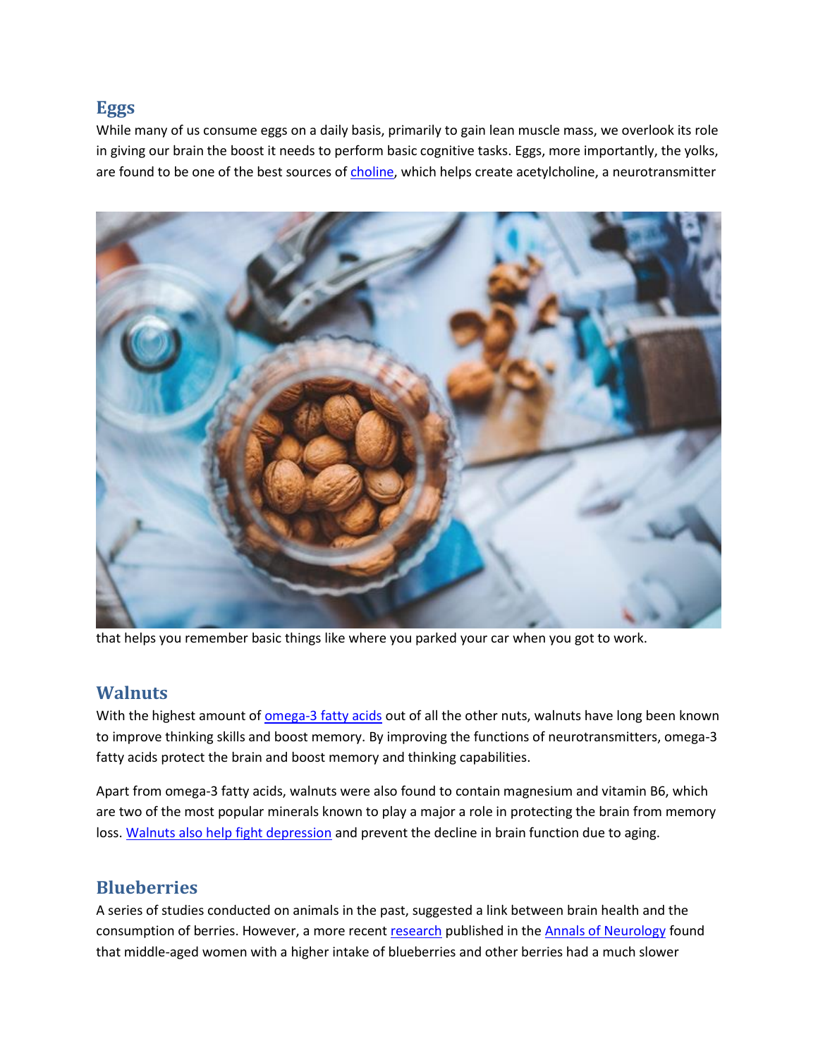## Eggs

While many of us consume eggs on a daily basis, primarily to gain lean muscle mass, we overlook its role in giving our brain the boost it needs to perform basic cognitive tasks. Eggs, more importantly, the yolks, are found to be one of the best sources of choline, which helps create acetylcholine, a neurotransmitter that helps you remember basic things like where you parked your car when you got to work.

## Walnuts

With the highest amount of omega-3 fatty acids out of all the other nuts, walnuts have long been known to improve thinking skills and boost memory. By improving the functions of neurotransmitters, omega-3 fatty acids protect the brain and boost memory and thinking capabilities.

Apart from omega-3 fatty acids, walnuts were also found to contain magnesium and vitamin B6, which are two of the most popular minerals known to play a major a role in protecting the brain from memory loss. Walnuts also help fight depression and prevent the decline in brain function due to aging.

## Blueberries

A series of studies conducted on animals in the past, suggested a link between brain health and the consumption of berries. However, a more recent research published in the Annals of Neurology found that middle-aged women with a higher intake of blueberries and other berries had a much slower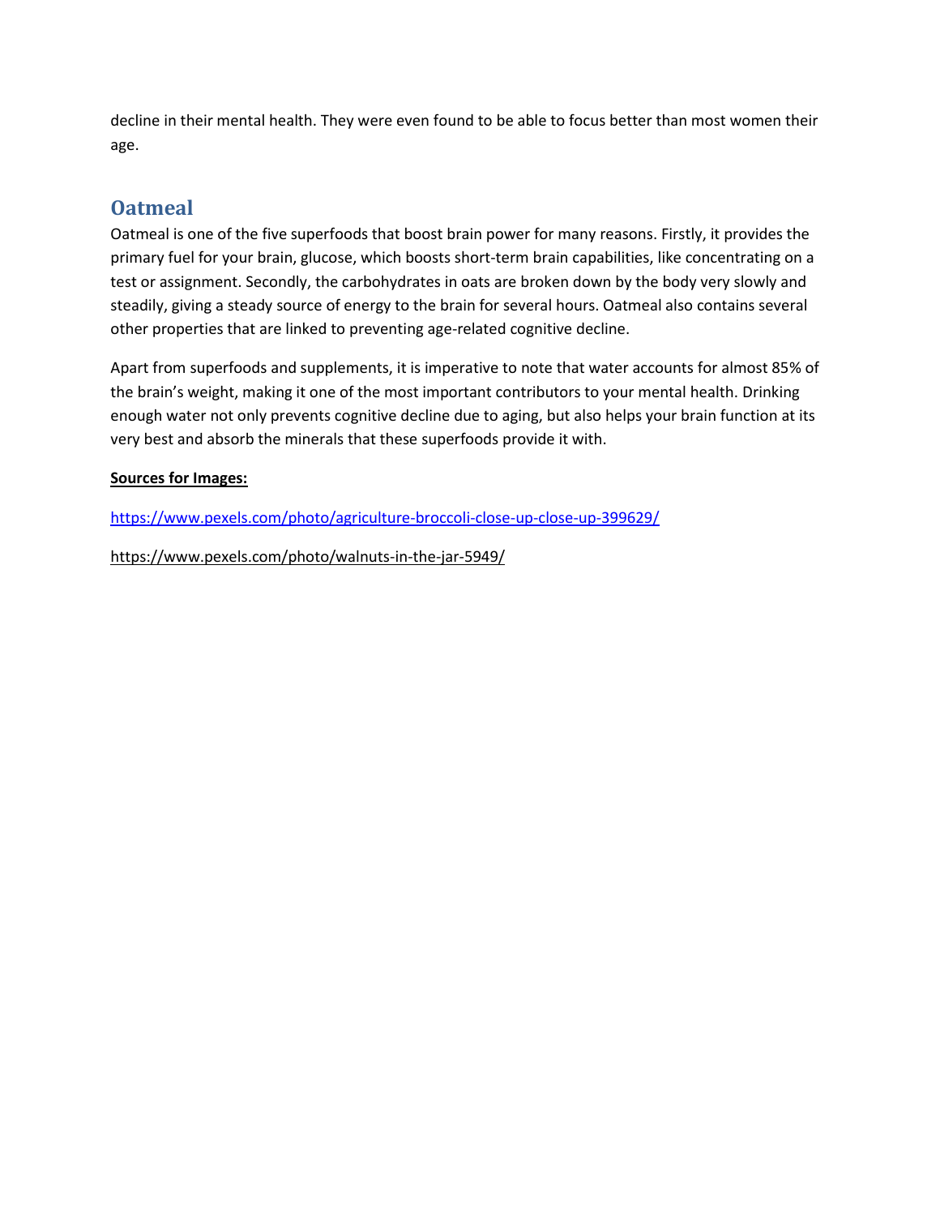decline in their mental health. They were even found to be able to focus better than most women their age.

## Oatmeal

Oatmeal is one of the five superfoods that boost brain power for many reasons. Firstly, it provides the primary fuel for your brain, glucose, which boosts short-term brain capabilities, like concentrating on a test or assignment. Secondly, the carbohydrates in oats are broken down by the body very slowly and steadily, giving a steady source of energy to the brain for several hours. Oatmeal also contains several other properties that are linked to preventing age-related cognitive decline.

Apart from superfoods and supplements, it is imperative to note that water accounts for almost 85% of the brain's weight, making it one of the most important contributors to your mental health. Drinking enough water not only prevents cognitive decline due to aging, but also helps your brain function at its very best and absorb the minerals that these superfoods provide it with.

**Sources for Images:**

https://www.pexels.com/photo/agriculture-broccoli-close-up-close-up-399629/

https://www.pexels.com/photo/walnuts-in-the-jar-5949/